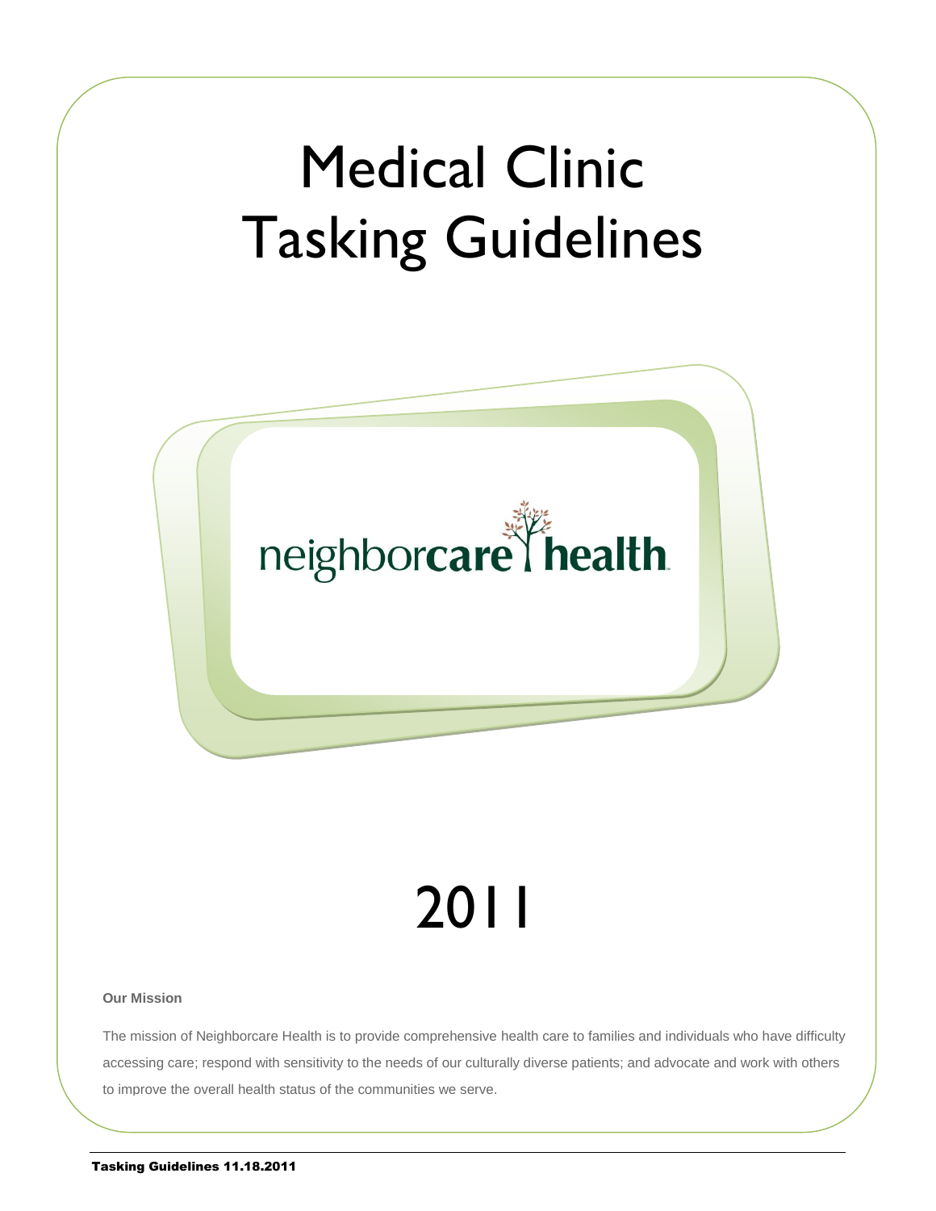# Medical Clinic Tasking Guidelines

neighborcare health

# 2011

**Our Mission**

The mission of Neighborcare Health is to provide comprehensive health care to families and individuals who have difficulty accessing care; respond with sensitivity to the needs of our culturally diverse patients; and advocate and work with others to improve the overall health status of the communities we serve.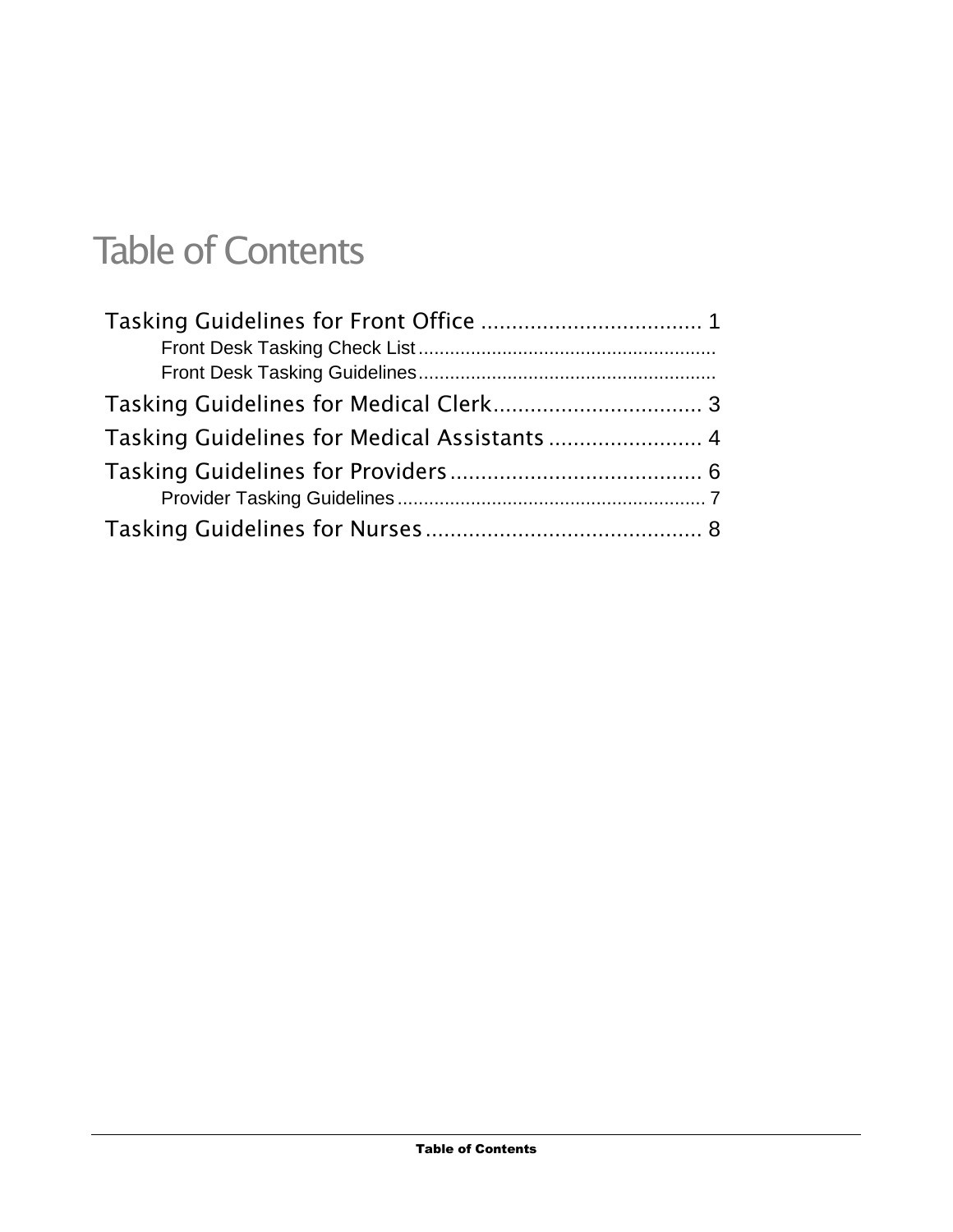# Table of Contents

Tasking Guidelines for Front Office .................................... 1

  Front Desk Tasking Check List .........................................................

  Front Desk Tasking Guidelines .........................................................

Tasking Guidelines for Medical Clerk .................................. 3

Tasking Guidelines for Medical Assistants ......................... 4

Tasking Guidelines for Providers ......................................... 6

  Provider Tasking Guidelines ........................................................... 7

Tasking Guidelines for Nurses ............................................. 8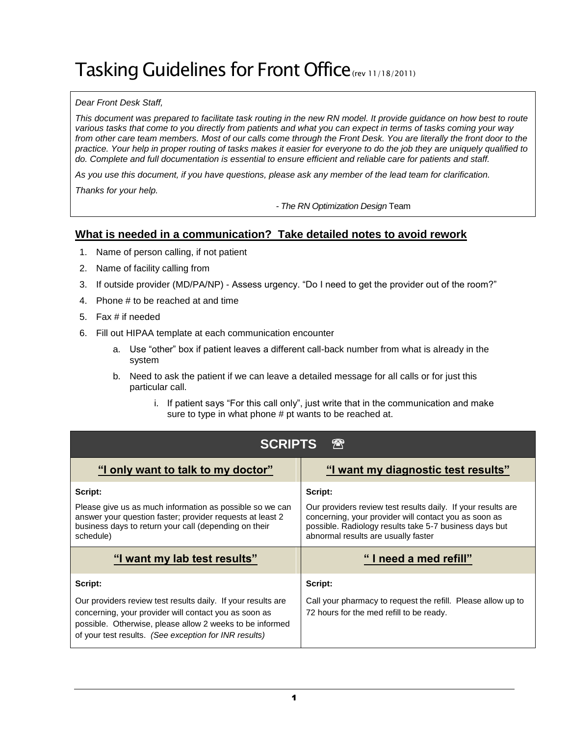# Tasking Guidelines for Front Office (rev 11/18/2011)

*Dear Front Desk Staff,*

*This document was prepared to facilitate task routing in the new RN model. It provide guidance on how best to route various tasks that come to you directly from patients and what you can expect in terms of tasks coming your way from other care team members. Most of our calls come through the Front Desk. You are literally the front door to the practice. Your help in proper routing of tasks makes it easier for everyone to do the job they are uniquely qualified to do. Complete and full documentation is essential to ensure efficient and reliable care for patients and staff.*

*As you use this document, if you have questions, please ask any member of the lead team for clarification.*

*Thanks for your help.*

*- The RN Optimization Design* Team

## **What is needed in a communication? Take detailed notes to avoid rework**

1. Name of person calling, if not patient
2. Name of facility calling from
3. If outside provider (MD/PA/NP) - Assess urgency. "Do I need to get the provider out of the room?"
4. Phone # to be reached at and time
5. Fax # if needed
6. Fill out HIPAA template at each communication encounter
   a. Use "other" box if patient leaves a different call-back number from what is already in the system
   b. Need to ask the patient if we can leave a detailed message for all calls or for just this particular call.
      i. If patient says "For this call only", just write that in the communication and make sure to type in what phone # pt wants to be reached at.

## SCRIPTS ☎

| **"I only want to talk to my doctor"** | **"I want my diagnostic test results"** |
|---|---|
| **Script:** Please give us as much information as possible so we can answer your question faster; provider requests at least 2 business days to return your call (depending on their schedule) | **Script:** Our providers review test results daily. If your results are concerning, your provider will contact you as soon as possible. Radiology results take 5-7 business days but abnormal results are usually faster |
| **"I want my lab test results"** | **" I need a med refill"** |
| **Script:** Our providers review test results daily. If your results are concerning, your provider will contact you as soon as possible. Otherwise, please allow 2 weeks to be informed of your test results. *(See exception for INR results)* | **Script:** Call your pharmacy to request the refill. Please allow up to 72 hours for the med refill to be ready. |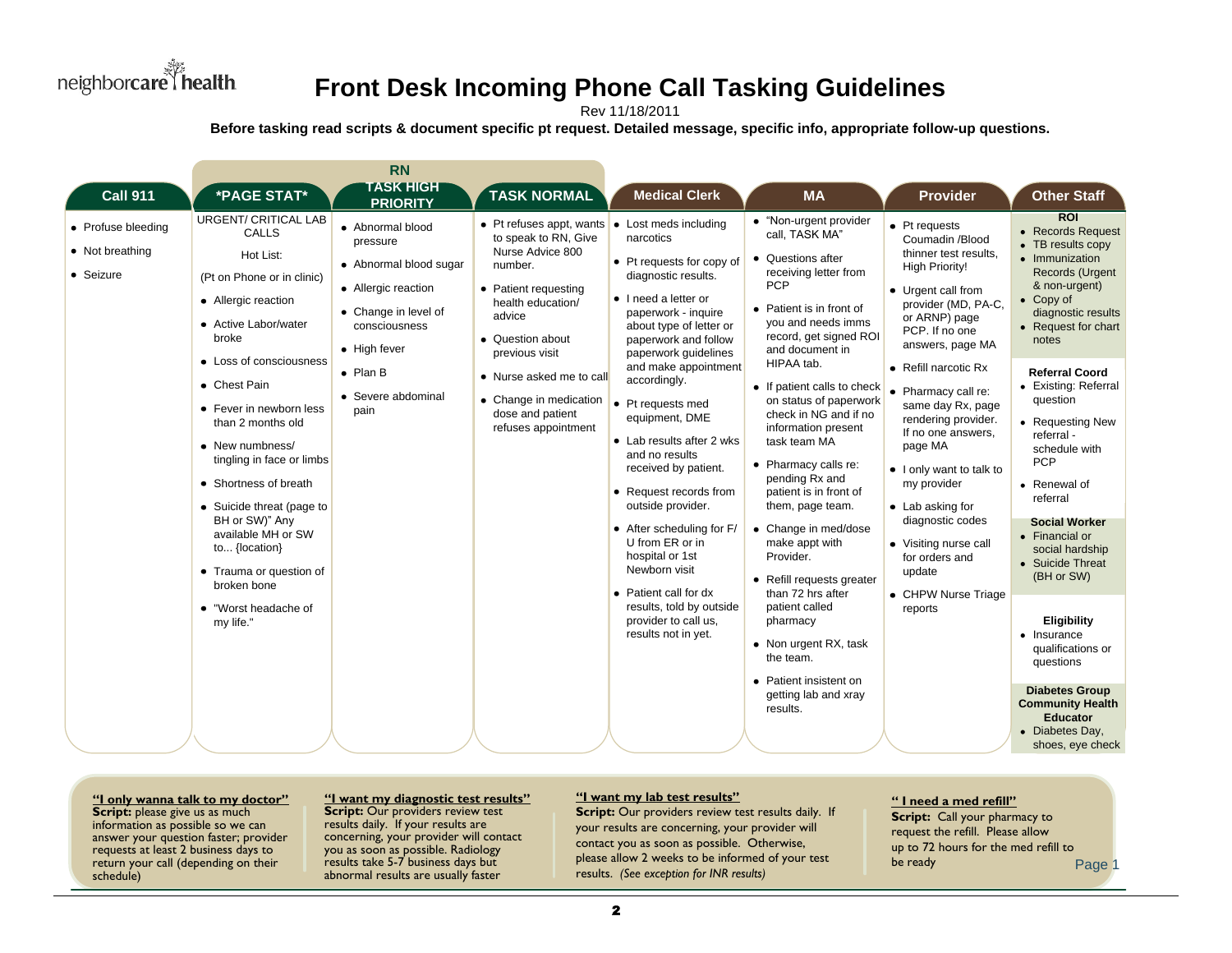neighborcare health

# Front Desk Incoming Phone Call Tasking Guidelines

Rev 11/18/2011

**Before tasking read scripts & document specific pt request. Detailed message, specific info, appropriate follow-up questions.**

| Call 911 | *PAGE STAT* | RN TASK HIGH PRIORITY | RN TASK NORMAL | Medical Clerk | MA | Provider | Other Staff |
|---|---|---|---|---|---|---|---|
| • Profuse bleeding<br>• Not breathing<br>• Seizure | URGENT/ CRITICAL LAB CALLS<br><br>Hot List:<br><br>(Pt on Phone or in clinic)<br>• Allergic reaction<br>• Active Labor/water broke<br>• Loss of consciousness<br>• Chest Pain<br>• Fever in newborn less than 2 months old<br>• New numbness/ tingling in face or limbs<br>• Shortness of breath<br>• Suicide threat (page to BH or SW)" Any available MH or SW to... {location}<br>• Trauma or question of broken bone<br>• "Worst headache of my life." | • Abnormal blood pressure<br>• Abnormal blood sugar<br>• Allergic reaction<br>• Change in level of consciousness<br>• High fever<br>• Plan B<br>• Severe abdominal pain | • Pt refuses appt, wants to speak to RN, Give Nurse Advice 800 number.<br>• Patient requesting health education/ advice<br>• Question about previous visit<br>• Nurse asked me to call<br>• Change in medication dose and patient refuses appointment | • Lost meds including narcotics<br>• Pt requests for copy of diagnostic results.<br>• I need a letter or paperwork - inquire about type of letter or paperwork and follow paperwork guidelines and make appointment accordingly.<br>• Pt requests med equipment, DME<br>• Lab results after 2 wks and no results received by patient.<br>• Request records from outside provider.<br>• After scheduling for F/ U from ER or in hospital or 1st Newborn visit<br>• Patient call for dx results, told by outside provider to call us, results not in yet. | • "Non-urgent provider call, TASK MA"<br>• Questions after receiving letter from PCP<br>• Patient is in front of you and needs imms record, get signed ROI and document in HIPAA tab.<br>• If patient calls to check on status of paperwork check in NG and if no information present task team MA<br>• Pharmacy calls re: pending Rx and patient is in front of them, page team.<br>• Change in med/dose make appt with Provider.<br>• Refill requests greater than 72 hrs after patient called pharmacy<br>• Non urgent RX, task the team.<br>• Patient insistent on getting lab and xray results. | • Pt requests Coumadin /Blood thinner test results, High Priority!<br>• Urgent call from provider (MD, PA-C, or ARNP) page PCP. If no one answers, page MA<br>• Refill narcotic Rx<br>• Pharmacy call re: same day Rx, page rendering provider. If no one answers, page MA<br>• I only want to talk to my provider<br>• Lab asking for diagnostic codes<br>• Visiting nurse call for orders and update<br>• CHPW Nurse Triage reports | **ROI**<br>• Records Request<br>• TB results copy<br>• Immunization Records (Urgent & non-urgent)<br>• Copy of diagnostic results<br>• Request for chart notes<br><br>**Referral Coord**<br>• Existing: Referral question<br>• Requesting New referral - schedule with PCP<br>• Renewal of referral<br><br>**Social Worker**<br>• Financial or social hardship<br>• Suicide Threat (BH or SW)<br><br>**Eligibility**<br>• Insurance qualifications or questions<br><br>**Diabetes Group Community Health Educator**<br>• Diabetes Day, shoes, eye check |

**"I only wanna talk to my doctor"**
**Script:** please give us as much information as possible so we can answer your question faster; provider requests at least 2 business days to return your call (depending on their schedule)

**"I want my diagnostic test results"**
**Script:** Our providers review test results daily. If your results are concerning, your provider will contact you as soon as possible. Radiology results take 5-7 business days but abnormal results are usually faster

**"I want my lab test results"**
**Script:** Our providers review test results daily. If your results are concerning, your provider will contact you as soon as possible. Otherwise, please allow 2 weeks to be informed of your test results. *(See exception for INR results)*

**" I need a med refill"**
**Script:** Call your pharmacy to request the refill. Please allow up to 72 hours for the med refill to be ready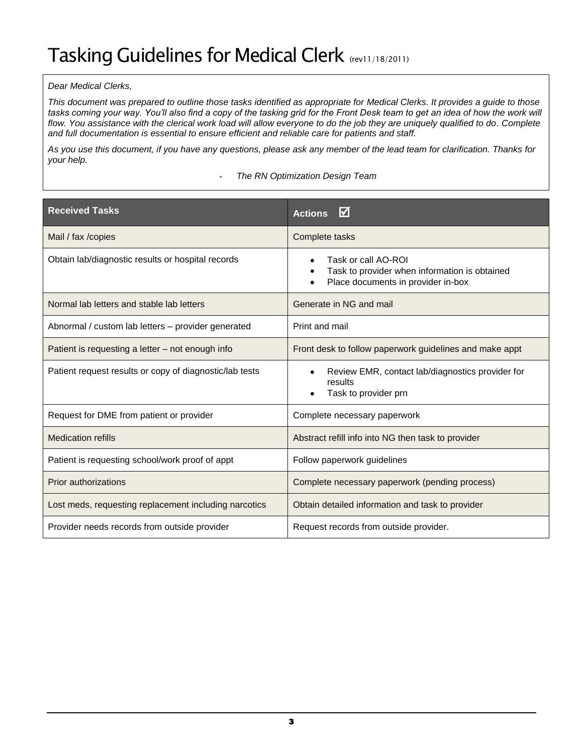# Tasking Guidelines for Medical Clerk (rev11/18/2011)

*Dear Medical Clerks,*

*This document was prepared to outline those tasks identified as appropriate for Medical Clerks. It provides a guide to those tasks coming your way. You'll also find a copy of the tasking grid for the Front Desk team to get an idea of how the work will flow. You assistance with the clerical work load will allow everyone to do the job they are uniquely qualified to do. Complete and full documentation is essential to ensure efficient and reliable care for patients and staff.*

*As you use this document, if you have any questions, please ask any member of the lead team for clarification. Thanks for your help.*

- *The RN Optimization Design Team*

| Received Tasks | Actions ☑ |
|---|---|
| Mail / fax /copies | Complete tasks |
| Obtain lab/diagnostic results or hospital records | • Task or call AO-ROI<br>• Task to provider when information is obtained<br>• Place documents in provider in-box |
| Normal lab letters and stable lab letters | Generate in NG and mail |
| Abnormal / custom lab letters – provider generated | Print and mail |
| Patient is requesting a letter – not enough info | Front desk to follow paperwork guidelines and make appt |
| Patient request results or copy of diagnostic/lab tests | • Review EMR, contact lab/diagnostics provider for results<br>• Task to provider prn |
| Request for DME from patient or provider | Complete necessary paperwork |
| Medication refills | Abstract refill info into NG then task to provider |
| Patient is requesting school/work proof of appt | Follow paperwork guidelines |
| Prior authorizations | Complete necessary paperwork (pending process) |
| Lost meds, requesting replacement including narcotics | Obtain detailed information and task to provider |
| Provider needs records from outside provider | Request records from outside provider. |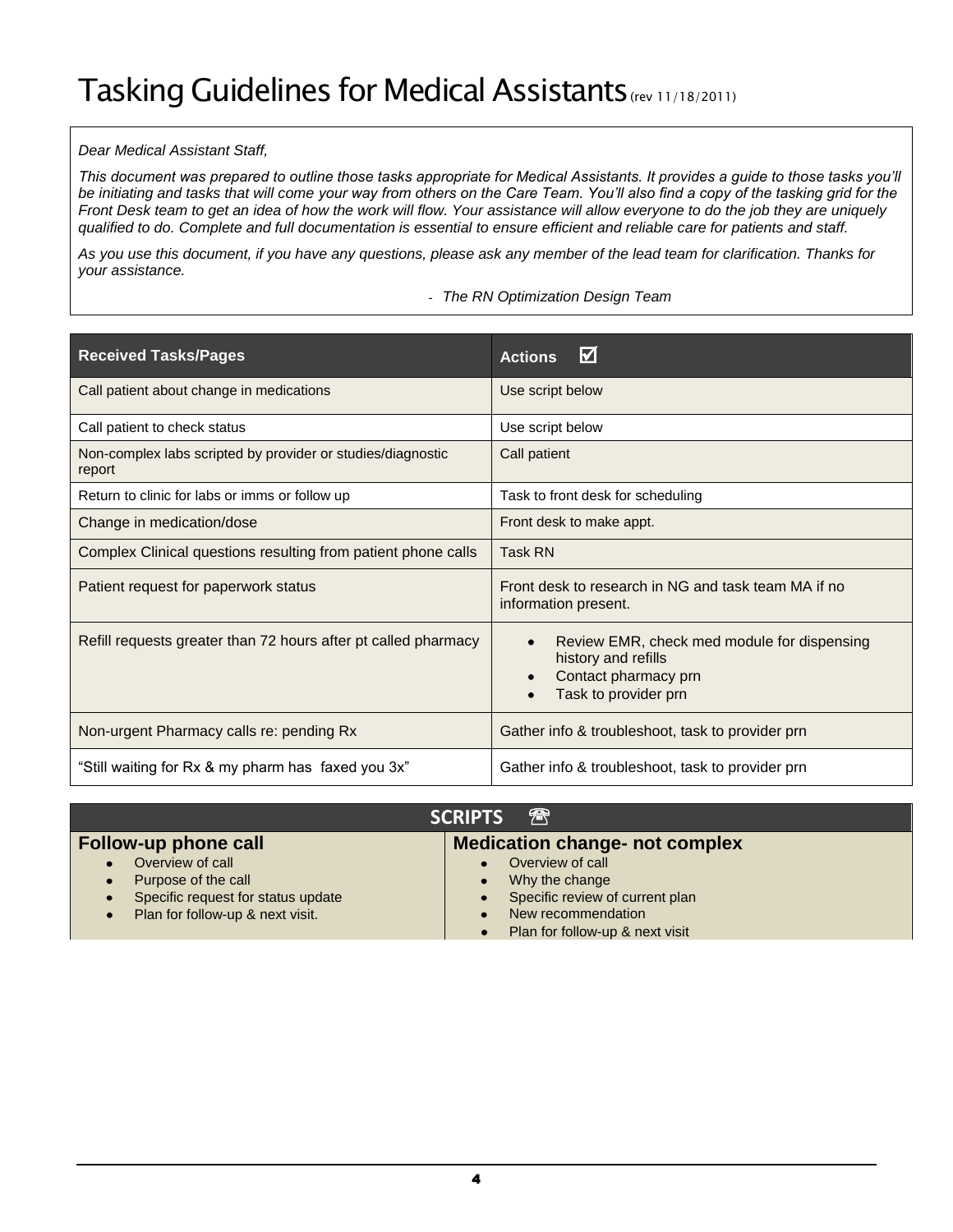# Tasking Guidelines for Medical Assistants (rev 11/18/2011)

*Dear Medical Assistant Staff,*

*This document was prepared to outline those tasks appropriate for Medical Assistants. It provides a guide to those tasks you'll be initiating and tasks that will come your way from others on the Care Team. You'll also find a copy of the tasking grid for the Front Desk team to get an idea of how the work will flow. Your assistance will allow everyone to do the job they are uniquely qualified to do. Complete and full documentation is essential to ensure efficient and reliable care for patients and staff.*

*As you use this document, if you have any questions, please ask any member of the lead team for clarification. Thanks for your assistance.*

*- The RN Optimization Design Team*

| Received Tasks/Pages | Actions ☑ |
|---|---|
| Call patient about change in medications | Use script below |
| Call patient to check status | Use script below |
| Non-complex labs scripted by provider or studies/diagnostic report | Call patient |
| Return to clinic for labs or imms or follow up | Task to front desk for scheduling |
| Change in medication/dose | Front desk to make appt. |
| Complex Clinical questions resulting from patient phone calls | Task RN |
| Patient request for paperwork status | Front desk to research in NG and task team MA if no information present. |
| Refill requests greater than 72 hours after pt called pharmacy | • Review EMR, check med module for dispensing history and refills<br>• Contact pharmacy prn<br>• Task to provider prn |
| Non-urgent Pharmacy calls re: pending Rx | Gather info & troubleshoot, task to provider prn |
| "Still waiting for Rx & my pharm has faxed you 3x" | Gather info & troubleshoot, task to provider prn |

## SCRIPTS ☎

### Follow-up phone call

- Overview of call
- Purpose of the call
- Specific request for status update
- Plan for follow-up & next visit.

### Medication change- not complex

- Overview of call
- Why the change
- Specific review of current plan
- New recommendation
- Plan for follow-up & next visit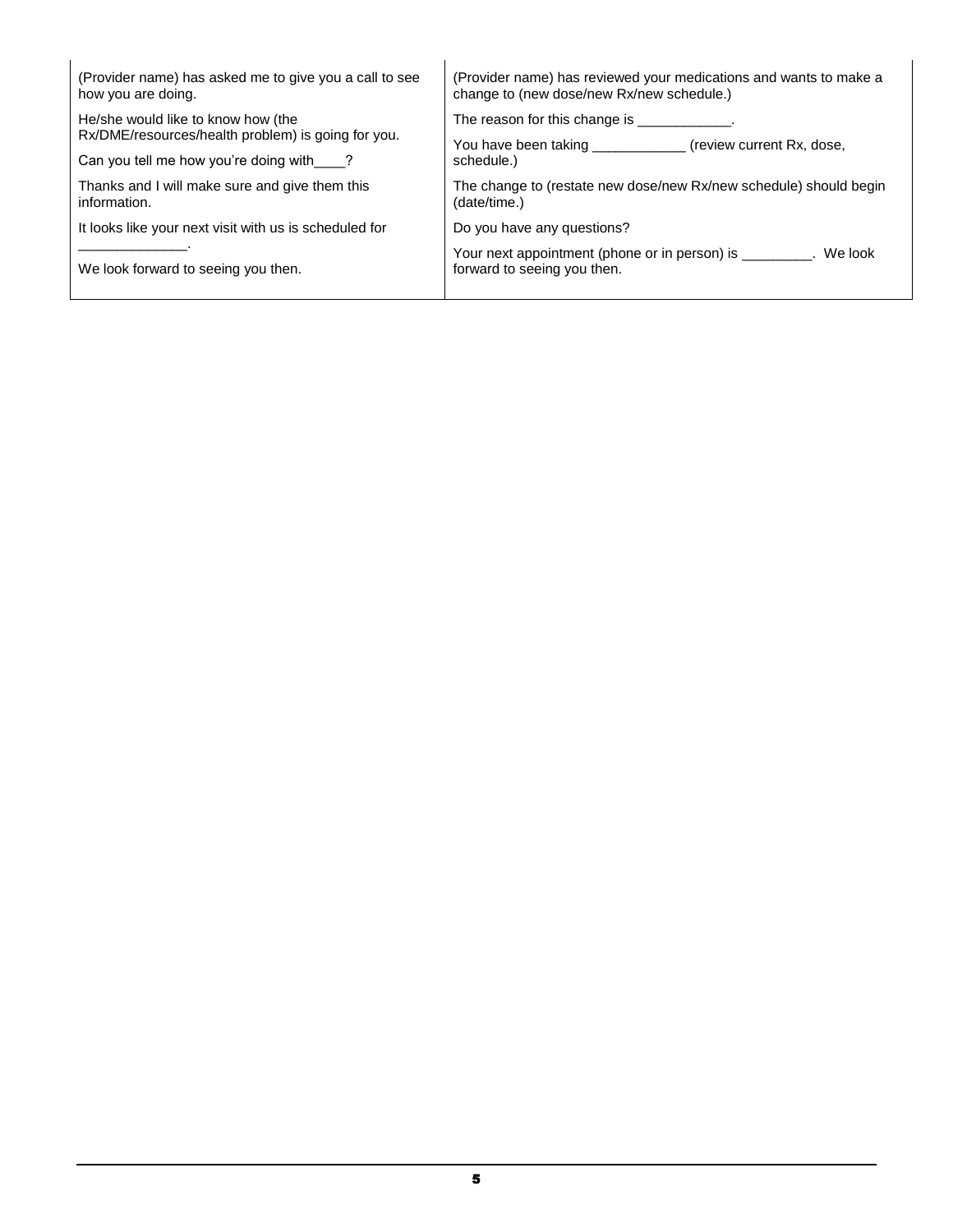| | |
|---|---|
| (Provider name) has asked me to give you a call to see how you are doing.<br><br>He/she would like to know how (the Rx/DME/resources/health problem) is going for you.<br><br>Can you tell me how you're doing with____?<br><br>Thanks and I will make sure and give them this information.<br><br>It looks like your next visit with us is scheduled for ______________.<br><br>We look forward to seeing you then. | (Provider name) has reviewed your medications and wants to make a change to (new dose/new Rx/new schedule.)<br><br>The reason for this change is ____________.<br><br>You have been taking ____________ (review current Rx, dose, schedule.)<br><br>The change to (restate new dose/new Rx/new schedule) should begin (date/time.)<br><br>Do you have any questions?<br><br>Your next appointment (phone or in person) is _________. We look forward to seeing you then. |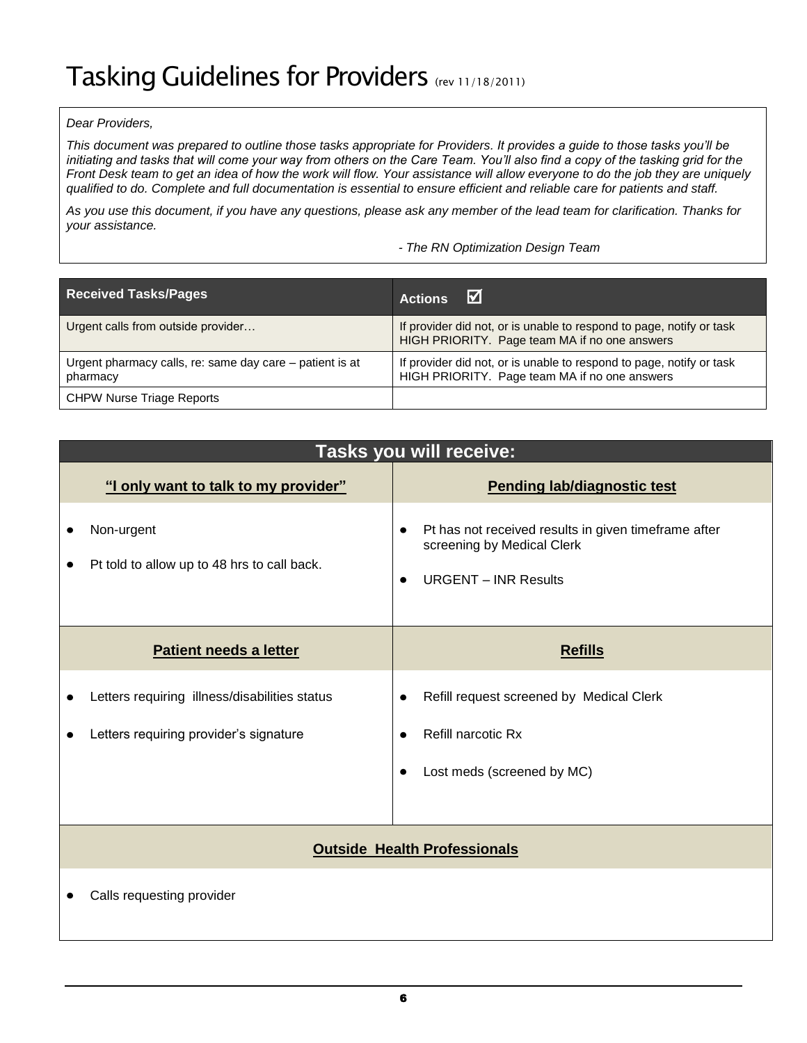# Tasking Guidelines for Providers (rev 11/18/2011)

*Dear Providers,*

*This document was prepared to outline those tasks appropriate for Providers. It provides a guide to those tasks you'll be initiating and tasks that will come your way from others on the Care Team. You'll also find a copy of the tasking grid for the Front Desk team to get an idea of how the work will flow. Your assistance will allow everyone to do the job they are uniquely qualified to do. Complete and full documentation is essential to ensure efficient and reliable care for patients and staff.*

*As you use this document, if you have any questions, please ask any member of the lead team for clarification. Thanks for your assistance.*

*- The RN Optimization Design Team*

| Received Tasks/Pages | Actions ☑ |
|---|---|
| Urgent calls from outside provider… | If provider did not, or is unable to respond to page, notify or task HIGH PRIORITY. Page team MA if no one answers |
| Urgent pharmacy calls, re: same day care – patient is at pharmacy | If provider did not, or is unable to respond to page, notify or task HIGH PRIORITY. Page team MA if no one answers |
| CHPW Nurse Triage Reports | |

## Tasks you will receive:

| **"I only want to talk to my provider"** | **Pending lab/diagnostic test** |
|---|---|
| • Non-urgent<br>• Pt told to allow up to 48 hrs to call back. | • Pt has not received results in given timeframe after screening by Medical Clerk<br>• URGENT – INR Results |
| **Patient needs a letter** | **Refills** |
| • Letters requiring illness/disabilities status<br>• Letters requiring provider's signature | • Refill request screened by Medical Clerk<br>• Refill narcotic Rx<br>• Lost meds (screened by MC) |
| **Outside Health Professionals** | |
| • Calls requesting provider | |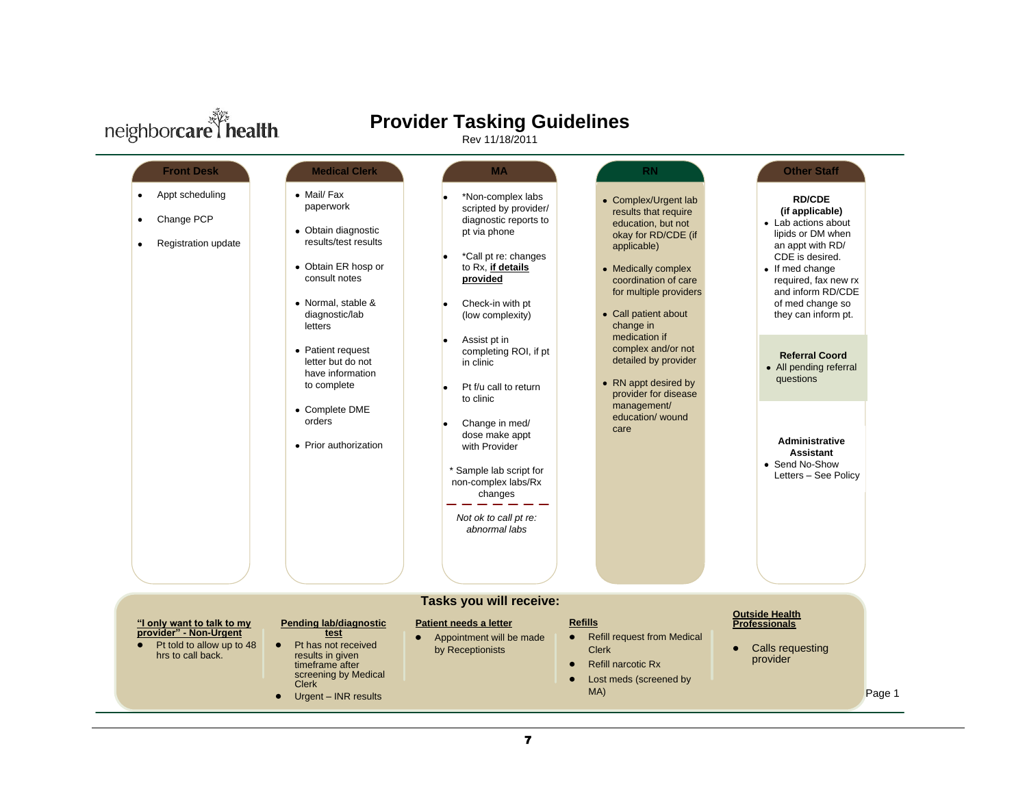neighborcare health

# Provider Tasking Guidelines

Rev 11/18/2011

## Front Desk

- Appt scheduling
- Change PCP
- Registration update

## Medical Clerk

- Mail/ Fax paperwork
- Obtain diagnostic results/test results
- Obtain ER hosp or consult notes
- Normal, stable & diagnostic/lab letters
- Patient request letter but do not have information to complete
- Complete DME orders
- Prior authorization

## MA

- *Non-complex labs scripted by provider/ diagnostic reports to pt via phone
- *Call pt re: changes to Rx, **if details provided**
- Check-in with pt (low complexity)
- Assist pt in completing ROI, if pt in clinic
- Pt f/u call to return to clinic
- Change in med/ dose make appt with Provider

* Sample lab script for non-complex labs/Rx changes

*Not ok to call pt re: abnormal labs*

## RN

- Complex/Urgent lab results that require education, but not okay for RD/CDE (if applicable)
- Medically complex coordination of care for multiple providers
- Call patient about change in medication if complex and/or not detailed by provider
- RN appt desired by provider for disease management/ education/ wound care

## Other Staff

**RD/CDE (if applicable)**

- Lab actions about lipids or DM when an appt with RD/ CDE is desired.
- If med change required, fax new rx and inform RD/CDE of med change so they can inform pt.

**Referral Coord**

- All pending referral questions

**Administrative Assistant**

- Send No-Show Letters – See Policy

## Tasks you will receive:

**"I only want to talk to my provider" - Non-Urgent**

- Pt told to allow up to 48 hrs to call back.

**Pending lab/diagnostic test**

- Pt has not received results in given timeframe after screening by Medical Clerk
- Urgent – INR results

**Patient needs a letter**

- Appointment will be made by Receptionists

**Refills**

- Refill request from Medical Clerk
- Refill narcotic Rx
- Lost meds (screened by MA)

**Outside Health Professionals**

- Calls requesting provider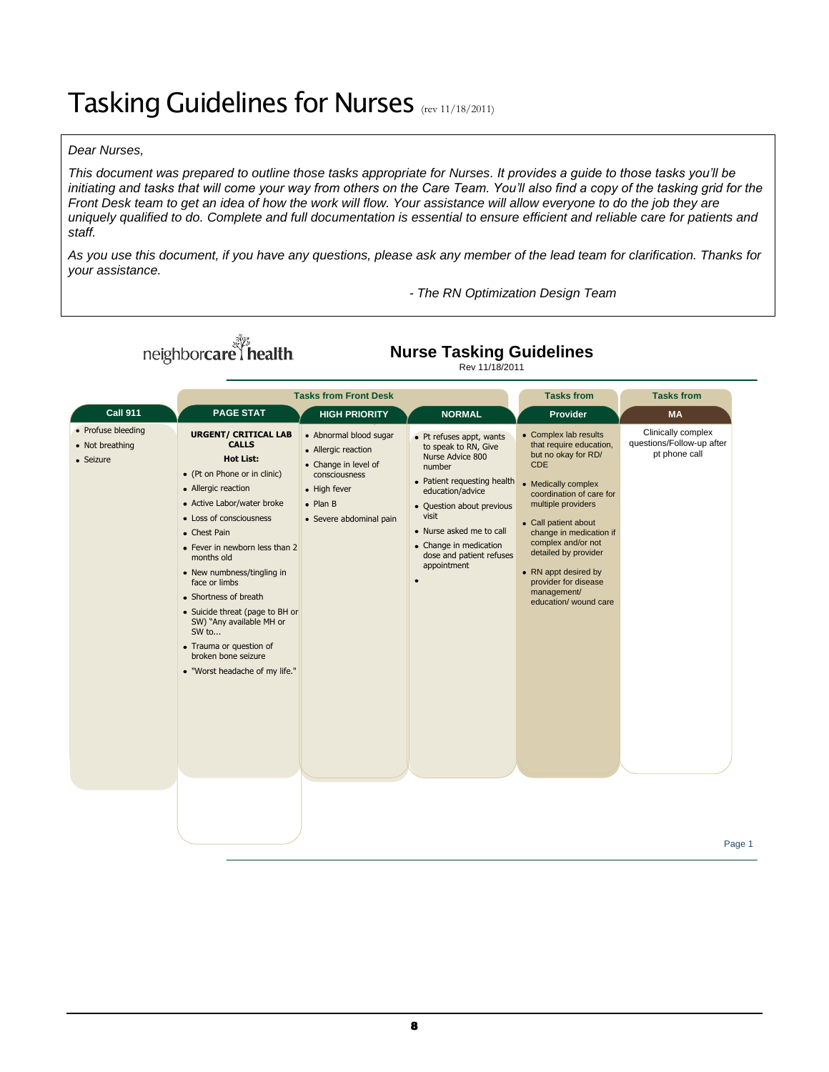# Tasking Guidelines for Nurses (rev 11/18/2011)

*Dear Nurses,*

*This document was prepared to outline those tasks appropriate for Nurses. It provides a guide to those tasks you'll be initiating and tasks that will come your way from others on the Care Team. You'll also find a copy of the tasking grid for the Front Desk team to get an idea of how the work will flow. Your assistance will allow everyone to do the job they are uniquely qualified to do. Complete and full documentation is essential to ensure efficient and reliable care for patients and staff.*

*As you use this document, if you have any questions, please ask any member of the lead team for clarification. Thanks for your assistance.*

*- The RN Optimization Design Team*

neighborcare health

## Nurse Tasking Guidelines

Rev 11/18/2011

| | Tasks from Front Desk | | | Tasks from | Tasks from |
|---|---|---|---|---|---|
| **Call 911** | **PAGE STAT** | **HIGH PRIORITY** | **NORMAL** | **Provider** | **MA** |
| • Profuse bleeding<br>• Not breathing<br>• Seizure | **URGENT/ CRITICAL LAB CALLS**<br>**Hot List:**<br>• (Pt on Phone or in clinic)<br>• Allergic reaction<br>• Active Labor/water broke<br>• Loss of consciousness<br>• Chest Pain<br>• Fever in newborn less than 2 months old<br>• New numbness/tingling in face or limbs<br>• Shortness of breath<br>• Suicide threat (page to BH or SW) "Any available MH or SW to...<br>• Trauma or question of broken bone seizure<br>• "Worst headache of my life." | • Abnormal blood sugar<br>• Allergic reaction<br>• Change in level of consciousness<br>• High fever<br>• Plan B<br>• Severe abdominal pain | • Pt refuses appt, wants to speak to RN, Give Nurse Advice 800 number<br>• Patient requesting health education/advice<br>• Question about previous visit<br>• Nurse asked me to call<br>• Change in medication dose and patient refuses appointment<br>• | • Complex lab results that require education, but no okay for RD/ CDE<br>• Medically complex coordination of care for multiple providers<br>• Call patient about change in medication if complex and/or not detailed by provider<br>• RN appt desired by provider for disease management/ education/ wound care | Clinically complex questions/Follow-up after pt phone call |